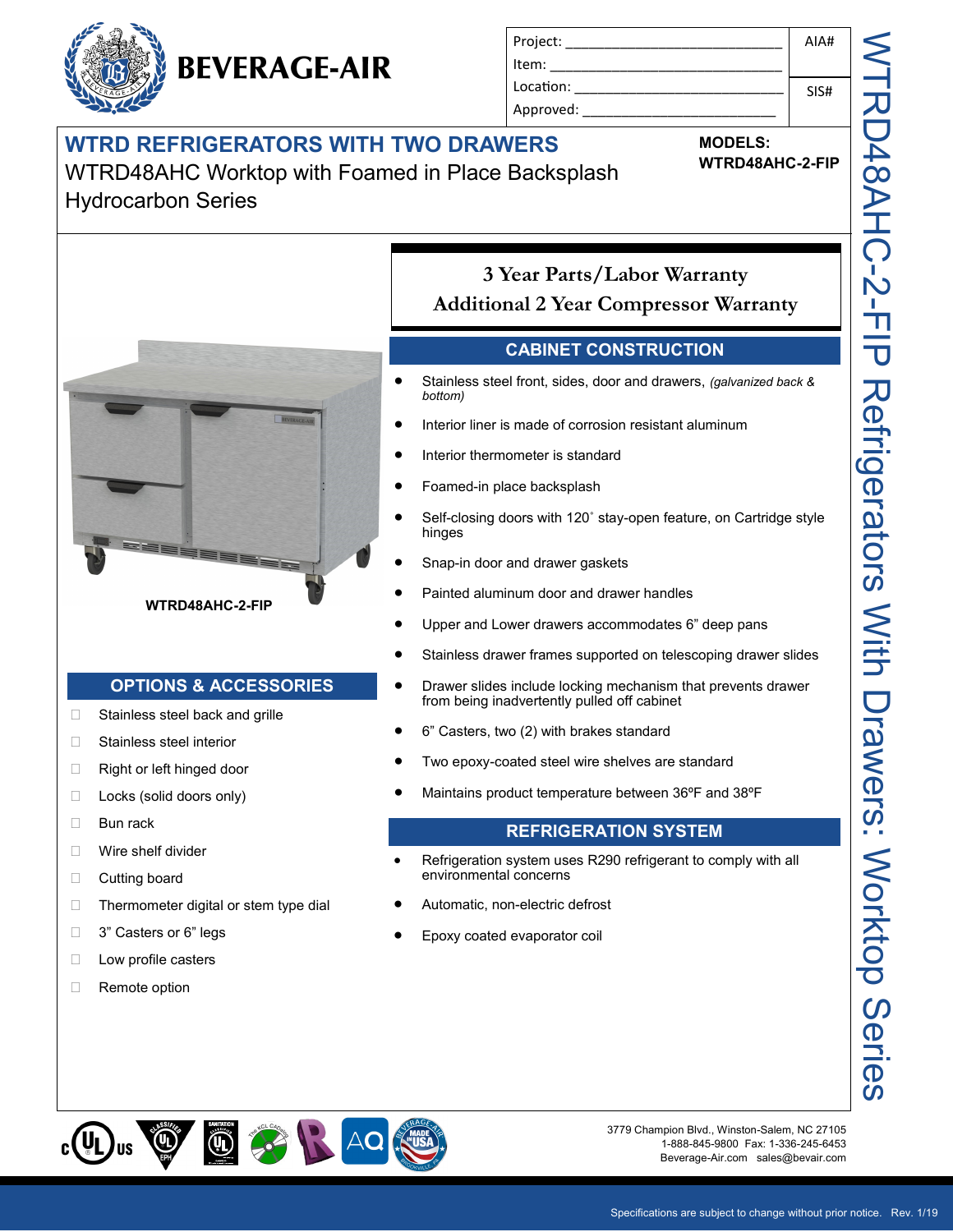# BEVERAGE-AIR

| Project: ______________________ | AIA# |
| --- | --- |
| Item: ______________________ | |
| Location: ______________________ | SIS# |
| Approved: ______________________ | |

## WTRD REFRIGERATORS WITH TWO DRAWERS

WTRD48AHC Worktop with Foamed in Place Backsplash
Hydrocarbon Series

**MODELS:**
**WTRD48AHC-2-FIP**

WTRD48AHC-2-FIP Refrigerators With Drawers: Worktop Series

**WTRD48AHC-2-FIP**

**3 Year Parts/Labor Warranty**
**Additional 2 Year Compressor Warranty**

## CABINET CONSTRUCTION

- Stainless steel front, sides, door and drawers, *(galvanized back & bottom)*
- Interior liner is made of corrosion resistant aluminum
- Interior thermometer is standard
- Foamed-in place backsplash
- Self-closing doors with 120˚ stay-open feature, on Cartridge style hinges
- Snap-in door and drawer gaskets
- Painted aluminum door and drawer handles
- Upper and Lower drawers accommodates 6" deep pans
- Stainless drawer frames supported on telescoping drawer slides
- Drawer slides include locking mechanism that prevents drawer from being inadvertently pulled off cabinet
- 6" Casters, two (2) with brakes standard
- Two epoxy-coated steel wire shelves are standard
- Maintains product temperature between 36ºF and 38ºF

## REFRIGERATION SYSTEM

- Refrigeration system uses R290 refrigerant to comply with all environmental concerns
- Automatic, non-electric defrost
- Epoxy coated evaporator coil

## OPTIONS & ACCESSORIES

- ☐ Stainless steel back and grille
- ☐ Stainless steel interior
- ☐ Right or left hinged door
- ☐ Locks (solid doors only)
- ☐ Bun rack
- ☐ Wire shelf divider
- ☐ Cutting board
- ☐ Thermometer digital or stem type dial
- ☐ 3" Casters or 6" legs
- ☐ Low profile casters
- ☐ Remote option

3779 Champion Blvd., Winston-Salem, NC 27105
1-888-845-9800 Fax: 1-336-245-6453
Beverage-Air.com sales@bevair.com

Specifications are subject to change without prior notice. Rev. 1/19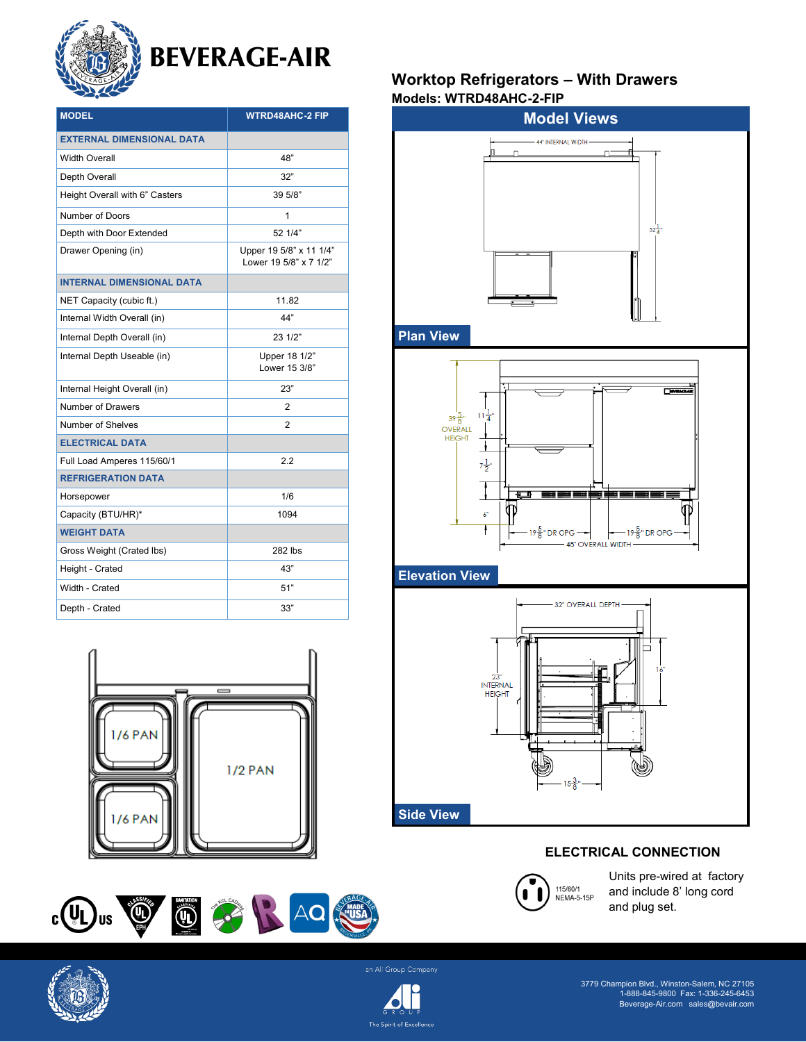# BEVERAGE-AIR

## Worktop Refrigerators – With Drawers

### Models: WTRD48AHC-2-FIP

| MODEL | WTRD48AHC-2 FIP |
|---|---|
| **EXTERNAL DIMENSIONAL DATA** | |
| Width Overall | 48" |
| Depth Overall | 32" |
| Height Overall with 6" Casters | 39 5/8" |
| Number of Doors | 1 |
| Depth with Door Extended | 52 1/4" |
| Drawer Opening (in) | Upper 19 5/8" x 11 1/4"<br>Lower 19 5/8" x 7 1/2" |
| **INTERNAL DIMENSIONAL DATA** | |
| NET Capacity (cubic ft.) | 11.82 |
| Internal Width Overall (in) | 44" |
| Internal Depth Overall (in) | 23 1/2" |
| Internal Depth Useable (in) | Upper 18 1/2"<br>Lower 15 3/8" |
| Internal Height Overall (in) | 23" |
| Number of Drawers | 2 |
| Number of Shelves | 2 |
| **ELECTRICAL DATA** | |
| Full Load Ampers 115/60/1 | 2.2 |
| **REFRIGERATION DATA** | |
| Horsepower | 1/6 |
| Capacity (BTU/HR)* | 1094 |
| **WEIGHT DATA** | |
| Gross Weight (Crated lbs) | 282 lbs |
| Height - Crated | 43" |
| Width - Crated | 51" |
| Depth - Crated | 33" |

1/6 PAN
1/6 PAN
1/2 PAN

## Model Views

44" INTERNAL WIDTH
52 1/4"

**Plan View**

39 5/8" OVERALL HEIGHT
11 1/4"
7 1/2"
6"
19 5/8" DR OPG
19 5/8" DR OPG
48" OVERALL WIDTH

**Elevation View**

32" OVERALL DEPTH
23" INTERNAL HEIGHT
16"
15 3/8"

**Side View**

## ELECTRICAL CONNECTION

115/60/1
NEMA-5-15P

Units pre-wired at factory and include 8' long cord and plug set.

an Ali Group Company

The Spirit of Excellence

3779 Champion Blvd., Winston-Salem, NC 27105
1-888-845-9800 Fax: 1-336-245-6453
Beverage-Air.com sales@bevair.com